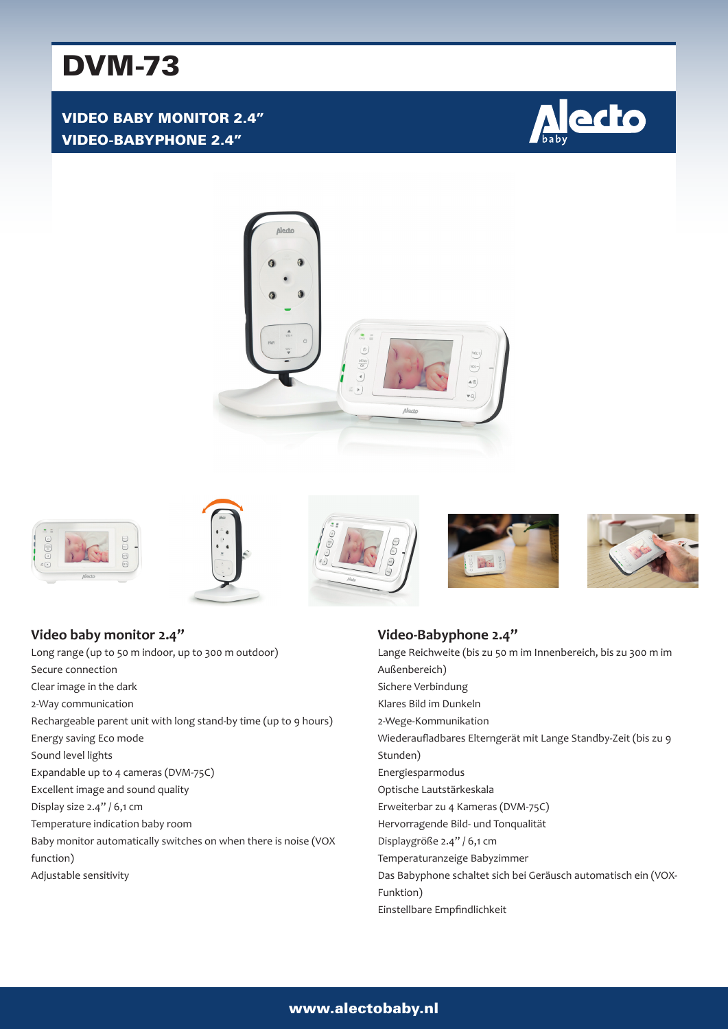# DVM-73

## VIDEO BABY MONITOR 2.4"
## VIDEO-BABYPHONE 2.4"

### Video baby monitor 2.4"

Long range (up to 50 m indoor, up to 300 m outdoor)
Secure connection
Clear image in the dark
2-Way communication
Rechargeable parent unit with long stand-by time (up to 9 hours)
Energy saving Eco mode
Sound level lights
Expandable up to 4 cameras (DVM-75C)
Excellent image and sound quality
Display size 2.4" / 6,1 cm
Temperature indication baby room
Baby monitor automatically switches on when there is noise (VOX function)
Adjustable sensitivity

### Video-Babyphone 2.4"

Lange Reichweite (bis zu 50 m im Innenbereich, bis zu 300 m im Außenbereich)
Sichere Verbindung
Klares Bild im Dunkeln
2-Wege-Kommunikation
Wiederaufladbares Elterngerät mit Lange Standby-Zeit (bis zu 9 Stunden)
Energiesparmodus
Optische Lautstärkeskala
Erweiterbar zu 4 Kameras (DVM-75C)
Hervorragende Bild- und Tonqualität
Displaygröße 2.4" / 6,1 cm
Temperaturanzeige Babyzimmer
Das Babyphone schaltet sich bei Geräusch automatisch ein (VOX-Funktion)
Einstellbare Empfindlichkeit

www.alectobaby.nl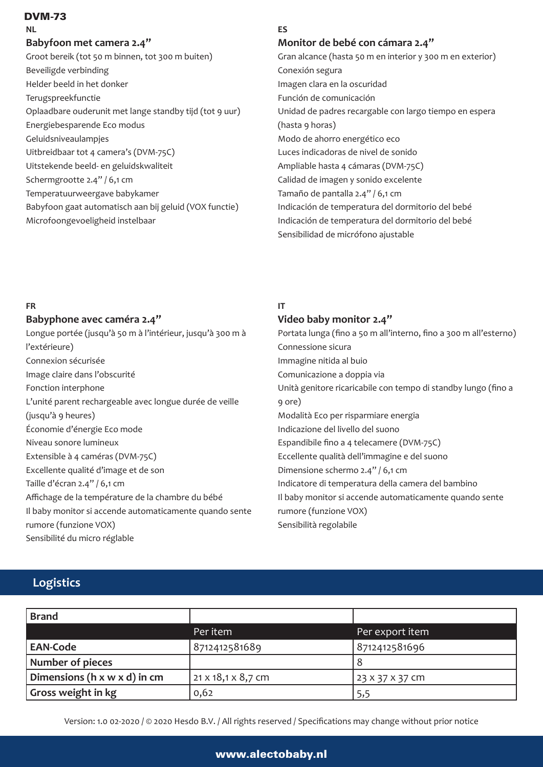# DVM-73

## NL

### Babyfoon met camera 2.4”

Groot bereik (tot 50 m binnen, tot 300 m buiten)
Beveiligde verbinding
Helder beeld in het donker
Terugspreekfunctie
Oplaadbare ouderunit met lange standby tijd (tot 9 uur)
Energiebesparende Eco modus
Geluidsniveaulampjes
Uitbreidbaar tot 4 camera’s (DVM-75C)
Uitstekende beeld- en geluidskwaliteit
Schermgrootte 2.4” / 6,1 cm
Temperatuurweergave babykamer
Babyfoon gaat automatisch aan bij geluid (VOX functie)
Microfoongevoeligheid instelbaar

## ES

### Monitor de bebé con cámara 2.4”

Gran alcance (hasta 50 m en interior y 300 m en exterior)
Conexión segura
Imagen clara en la oscuridad
Función de comunicación
Unidad de padres recargable con largo tiempo en espera (hasta 9 horas)
Modo de ahorro energético eco
Luces indicadoras de nivel de sonido
Ampliable hasta 4 cámaras (DVM-75C)
Calidad de imagen y sonido excelente
Tamaño de pantalla 2.4” / 6,1 cm
Indicación de temperatura del dormitorio del bebé
Indicación de temperatura del dormitorio del bebé
Sensibilidad de micrófono ajustable

## FR

### Babyphone avec caméra 2.4”

Longue portée (jusqu’à 50 m à l’intérieur, jusqu’à 300 m à l’extérieure)
Connexion sécurisée
Image claire dans l’obscurité
Fonction interphone
L’unité parent rechargeable avec longue durée de veille (jusqu’à 9 heures)
Économie d’énergie Eco mode
Niveau sonore lumineux
Extensible à 4 caméras (DVM-75C)
Excellente qualité d’image et de son
Taille d’écran 2.4” / 6,1 cm
Affichage de la température de la chambre du bébé
Il baby monitor si accende automaticamente quando sente rumore (funzione VOX)
Sensibilité du micro réglable

## IT

### Video baby monitor 2.4”

Portata lunga (fino a 50 m all’interno, fino a 300 m all’esterno)
Connessione sicura
Immagine nitida al buio
Comunicazione a doppia via
Unità genitore ricaricabile con tempo di standby lungo (fino a 9 ore)
Modalità Eco per risparmiare energia
Indicazione del livello del suono
Espandibile fino a 4 telecamere (DVM-75C)
Eccellente qualità dell’immagine e del suono
Dimensione schermo 2.4” / 6,1 cm
Indicatore di temperatura della camera del bambino
Il baby monitor si accende automaticamente quando sente rumore (funzione VOX)
Sensibilità regolabile

## Logistics

| Brand | | |
|---|---|---|
| | Per item | Per export item |
| **EAN-Code** | 8712412581689 | 8712412581696 |
| **Number of pieces** | | 8 |
| **Dimensions (h x w x d) in cm** | 21 x 18,1 x 8,7 cm | 23 x 37 x 37 cm |
| **Gross weight in kg** | 0,62 | 5,5 |

Version: 1.0 02-2020 / © 2020 Hesdo B.V. / All rights reserved / Specifications may change without prior notice

www.alectobaby.nl